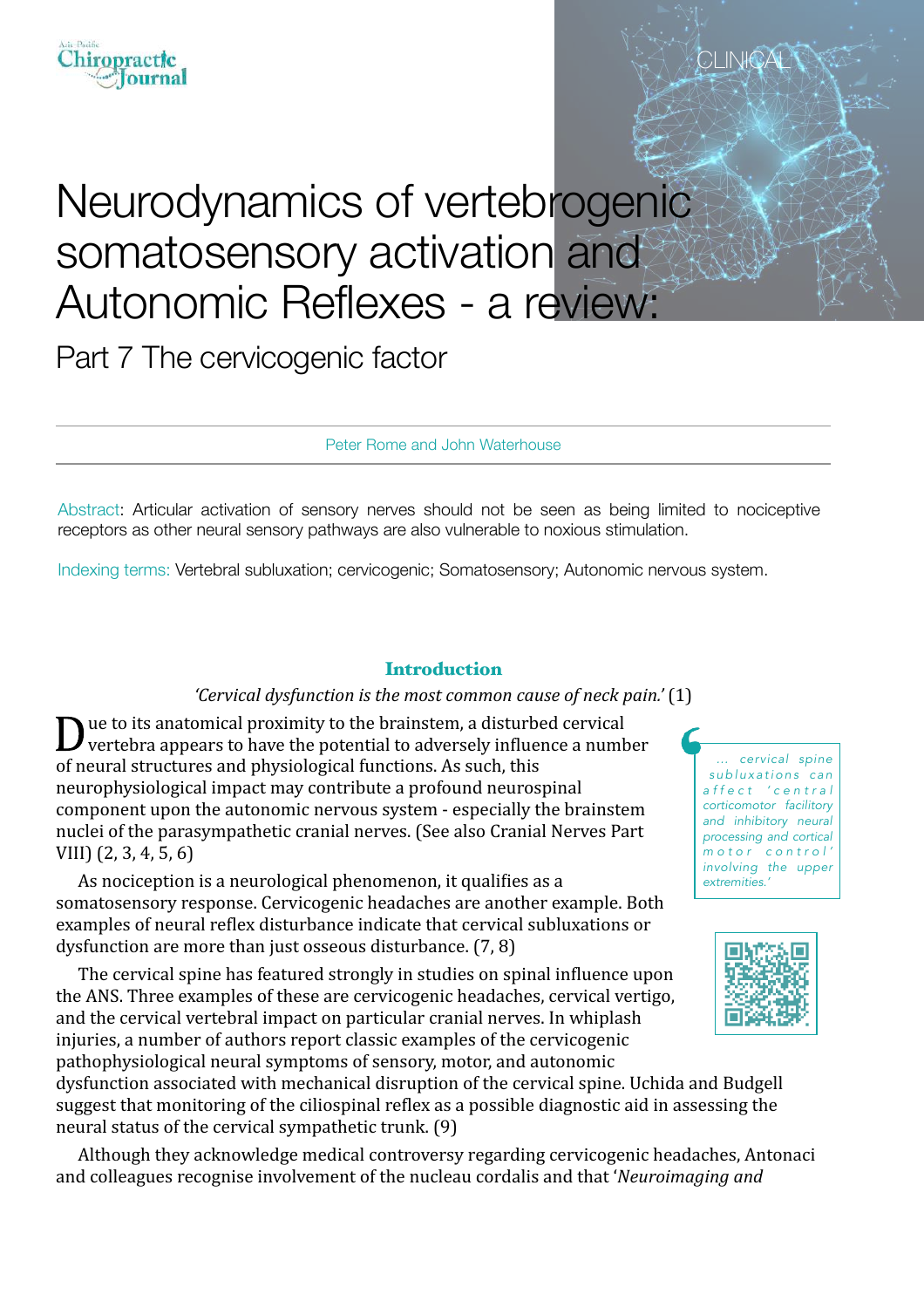CLINICAL

# Neurodynamics of vertebrogenic somatosensory activation and Autonomic Reflexes - a review:

## Part 7 The cervicogenic factor

Peter Rome and John Waterhouse

Abstract: Articular activation of sensory nerves should not be seen as being limited to nociceptive receptors as other neural sensory pathways are also vulnerable to noxious stimulation.

Indexing terms: Vertebral subluxation; cervicogenic; Somatosensory; Autonomic nervous system.

### Introduction

*'Cervical dysfunction is the most common cause of neck pain.'* (1)

Due to its anatomical proximity to the brainstem, a disturbed cervical vertebra appears to have the potential to adversely influence a number of neural structures and physiological functions. As such, this neurophysiological impact may contribute a profound neurospinal component upon the autonomic nervous system - especially the brainstem nuclei of the parasympathetic cranial nerves. (See also Cranial Nerves Part VIII) (2, 3, 4, 5, 6)

> *... cervical spine subluxations can affect 'central corticomotor facility and inhibitory neural processing and cortical motor control' involving the upper extremities.'*

As nociception is a neurological phenomenon, it qualifies as a somatosensory response. Cervicogenic headaches are another example. Both examples of neural reflex disturbance indicate that cervical subluxations or dysfunction are more than just osseous disturbance. (7, 8)

The cervical spine has featured strongly in studies on spinal influence upon the ANS. Three examples of these are cervicogenic headaches, cervical vertigo, and the cervical vertebral impact on particular cranial nerves. In whiplash injuries, a number of authors report classic examples of the cervicogenic pathophysiological neural symptoms of sensory, motor, and autonomic dysfunction associated with mechanical disruption of the cervical spine. Uchida and Budgell suggest that monitoring of the ciliospinal reflex as a possible diagnostic aid in assessing the neural status of the cervical sympathetic trunk. (9)

Although they acknowledge medical controversy regarding cervicogenic headaches, Antonaci and colleagues recognise involvement of the nucleau cordalis and that '*Neuroimaging and*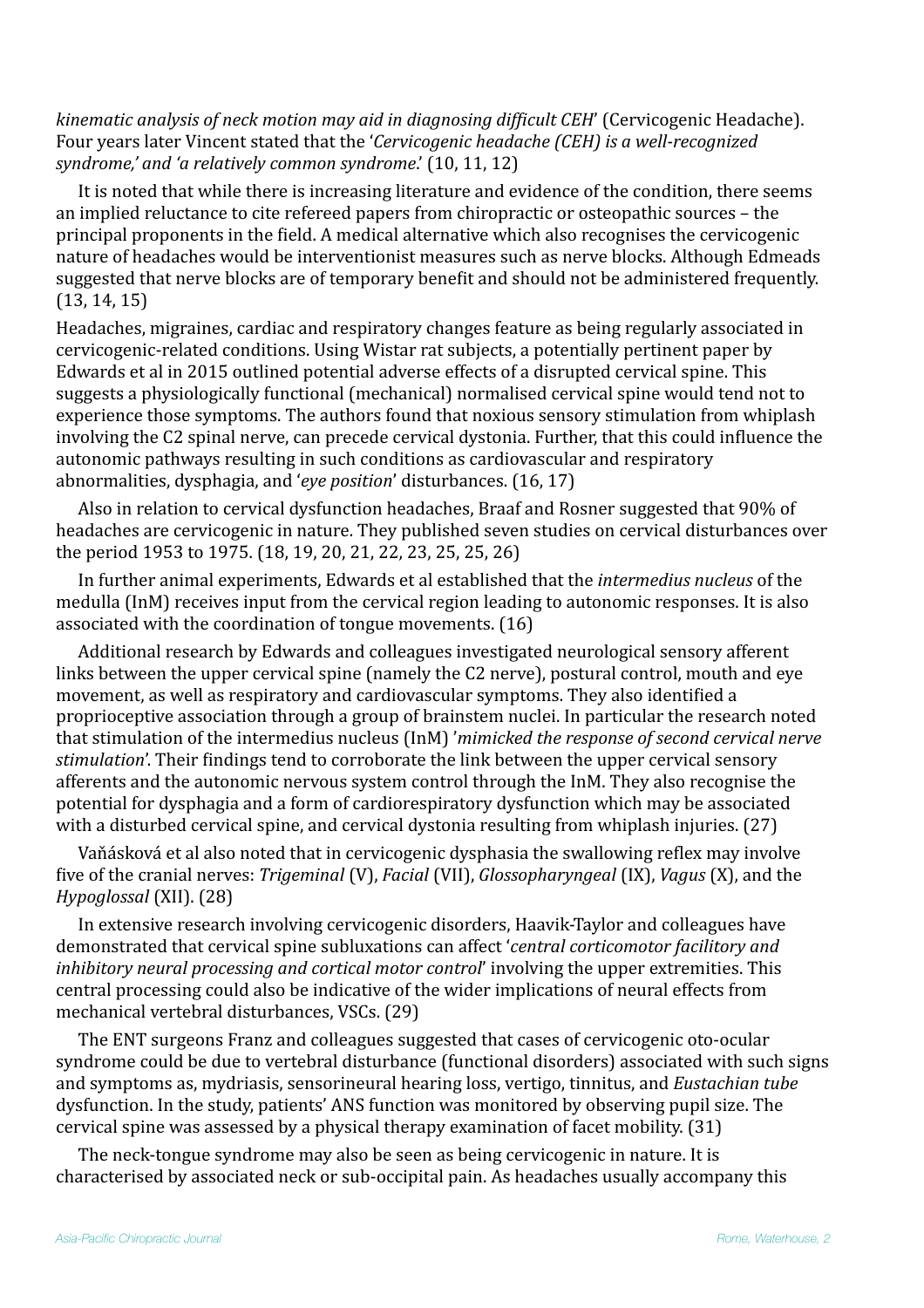*kinematic analysis of neck motion may aid in diagnosing difficult CEH*' (Cervicogenic Headache). Four years later Vincent stated that the '*Cervicogenic headache (CEH) is a well-recognized syndrome,' and 'a relatively common syndrome*.' (10, 11, 12)

It is noted that while there is increasing literature and evidence of the condition, there seems an implied reluctance to cite refereed papers from chiropractic or osteopathic sources – the principal proponents in the field. A medical alternative which also recognises the cervicogenic nature of headaches would be interventionist measures such as nerve blocks. Although Edmeads suggested that nerve blocks are of temporary benefit and should not be administered frequently. (13, 14, 15)

Headaches, migraines, cardiac and respiratory changes feature as being regularly associated in cervicogenic-related conditions. Using Wistar rat subjects, a potentially pertinent paper by Edwards et al in 2015 outlined potential adverse effects of a disrupted cervical spine. This suggests a physiologically functional (mechanical) normalised cervical spine would tend not to experience those symptoms. The authors found that noxious sensory stimulation from whiplash involving the C2 spinal nerve, can precede cervical dystonia. Further, that this could influence the autonomic pathways resulting in such conditions as cardiovascular and respiratory abnormalities, dysphagia, and '*eye position*' disturbances. (16, 17)

Also in relation to cervical dysfunction headaches, Braaf and Rosner suggested that 90% of headaches are cervicogenic in nature. They published seven studies on cervical disturbances over the period 1953 to 1975. (18, 19, 20, 21, 22, 23, 25, 25, 26)

In further animal experiments, Edwards et al established that the *intermedius nucleus* of the medulla (InM) receives input from the cervical region leading to autonomic responses. It is also associated with the coordination of tongue movements. (16)

Additional research by Edwards and colleagues investigated neurological sensory afferent links between the upper cervical spine (namely the C2 nerve), postural control, mouth and eye movement, as well as respiratory and cardiovascular symptoms. They also identified a proprioceptive association through a group of brainstem nuclei. In particular the research noted that stimulation of the intermedius nucleus (InM) '*mimicked the response of second cervical nerve stimulation*'. Their findings tend to corroborate the link between the upper cervical sensory afferents and the autonomic nervous system control through the InM. They also recognise the potential for dysphagia and a form of cardiorespiratory dysfunction which may be associated with a disturbed cervical spine, and cervical dystonia resulting from whiplash injuries. (27)

Vaňásková et al also noted that in cervicogenic dysphasia the swallowing reflex may involve five of the cranial nerves: *Trigeminal* (V), *Facial* (VII), *Glossopharyngeal* (IX), *Vagus* (X), and the *Hypoglossal* (XII). (28)

In extensive research involving cervicogenic disorders, Haavik-Taylor and colleagues have demonstrated that cervical spine subluxations can affect '*central corticomotor facilitory and inhibitory neural processing and cortical motor control*' involving the upper extremities. This central processing could also be indicative of the wider implications of neural effects from mechanical vertebral disturbances, VSCs. (29)

The ENT surgeons Franz and colleagues suggested that cases of cervicogenic oto-ocular syndrome could be due to vertebral disturbance (functional disorders) associated with such signs and symptoms as, mydriasis, sensorineural hearing loss, vertigo, tinnitus, and *Eustachian tube* dysfunction. In the study, patients' ANS function was monitored by observing pupil size. The cervical spine was assessed by a physical therapy examination of facet mobility. (31)

The neck-tongue syndrome may also be seen as being cervicogenic in nature. It is characterised by associated neck or sub-occipital pain. As headaches usually accompany this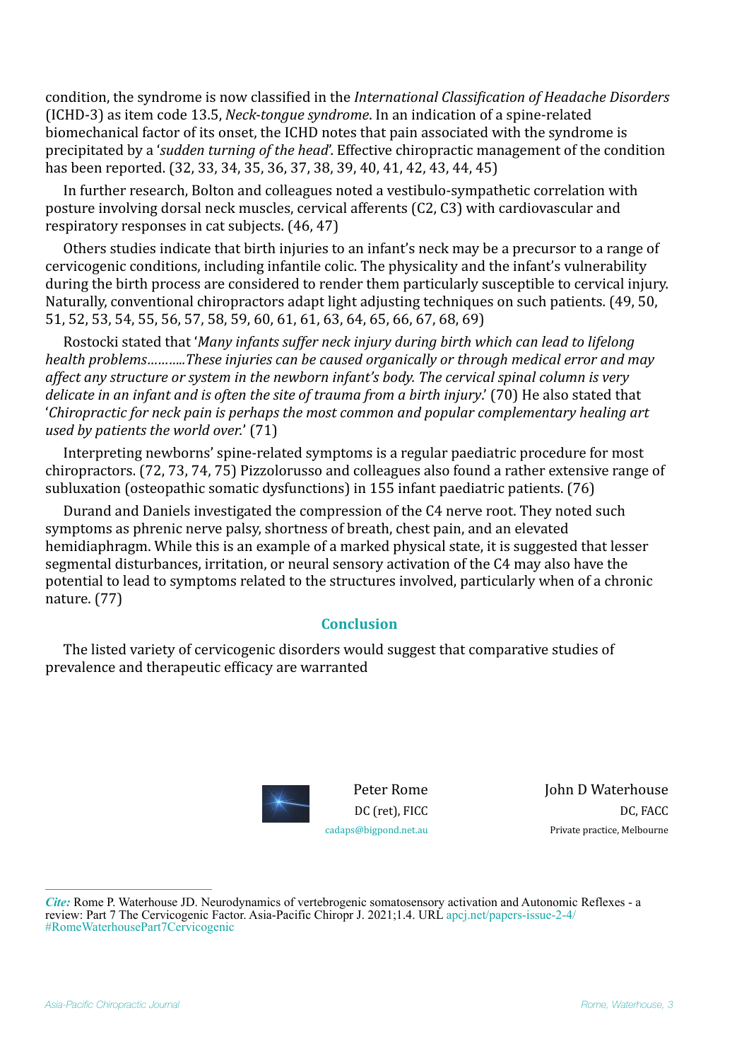condition, the syndrome is now classified in the *International Classification of Headache Disorders* (ICHD-3) as item code 13.5, *Neck-tongue syndrome*. In an indication of a spine-related biomechanical factor of its onset, the ICHD notes that pain associated with the syndrome is precipitated by a '*sudden turning of the head*'. Effective chiropractic management of the condition has been reported. (32, 33, 34, 35, 36, 37, 38, 39, 40, 41, 42, 43, 44, 45)

In further research, Bolton and colleagues noted a vestibulo-sympathetic correlation with posture involving dorsal neck muscles, cervical afferents (C2, C3) with cardiovascular and respiratory responses in cat subjects. (46, 47)

Others studies indicate that birth injuries to an infant's neck may be a precursor to a range of cervicogenic conditions, including infantile colic. The physicality and the infant's vulnerability during the birth process are considered to render them particularly susceptible to cervical injury. Naturally, conventional chiropractors adapt light adjusting techniques on such patients. (49, 50, 51, 52, 53, 54, 55, 56, 57, 58, 59, 60, 61, 61, 63, 64, 65, 66, 67, 68, 69)

Rostocki stated that '*Many infants suffer neck injury during birth which can lead to lifelong health problems………..These injuries can be caused organically or through medical error and may affect any structure or system in the newborn infant's body. The cervical spinal column is very delicate in an infant and is often the site of trauma from a birth injury*.' (70) He also stated that '*Chiropractic for neck pain is perhaps the most common and popular complementary healing art used by patients the world over.*' (71)

Interpreting newborns' spine-related symptoms is a regular paediatric procedure for most chiropractors. (72, 73, 74, 75) Pizzolorusso and colleagues also found a rather extensive range of subluxation (osteopathic somatic dysfunctions) in 155 infant paediatric patients. (76)

Durand and Daniels investigated the compression of the C4 nerve root. They noted such symptoms as phrenic nerve palsy, shortness of breath, chest pain, and an elevated hemidiaphragm. While this is an example of a marked physical state, it is suggested that lesser segmental disturbances, irritation, or neural sensory activation of the C4 may also have the potential to lead to symptoms related to the structures involved, particularly when of a chronic nature. (77)

## Conclusion

The listed variety of cervicogenic disorders would suggest that comparative studies of prevalence and therapeutic efficacy are warranted

Peter Rome
DC (ret), FICC
cadaps@bigpond.net.au

John D Waterhouse
DC, FACC
Private practice, Melbourne

---

***Cite:*** Rome P. Waterhouse JD. Neurodynamics of vertebrogenic somatosensory activation and Autonomic Reflexes - a review: Part 7 The Cervicogenic Factor. Asia-Pacific Chiropr J. 2021;1.4. URL apcj.net/papers-issue-2-4/#RomeWaterhousePart7Cervicogenic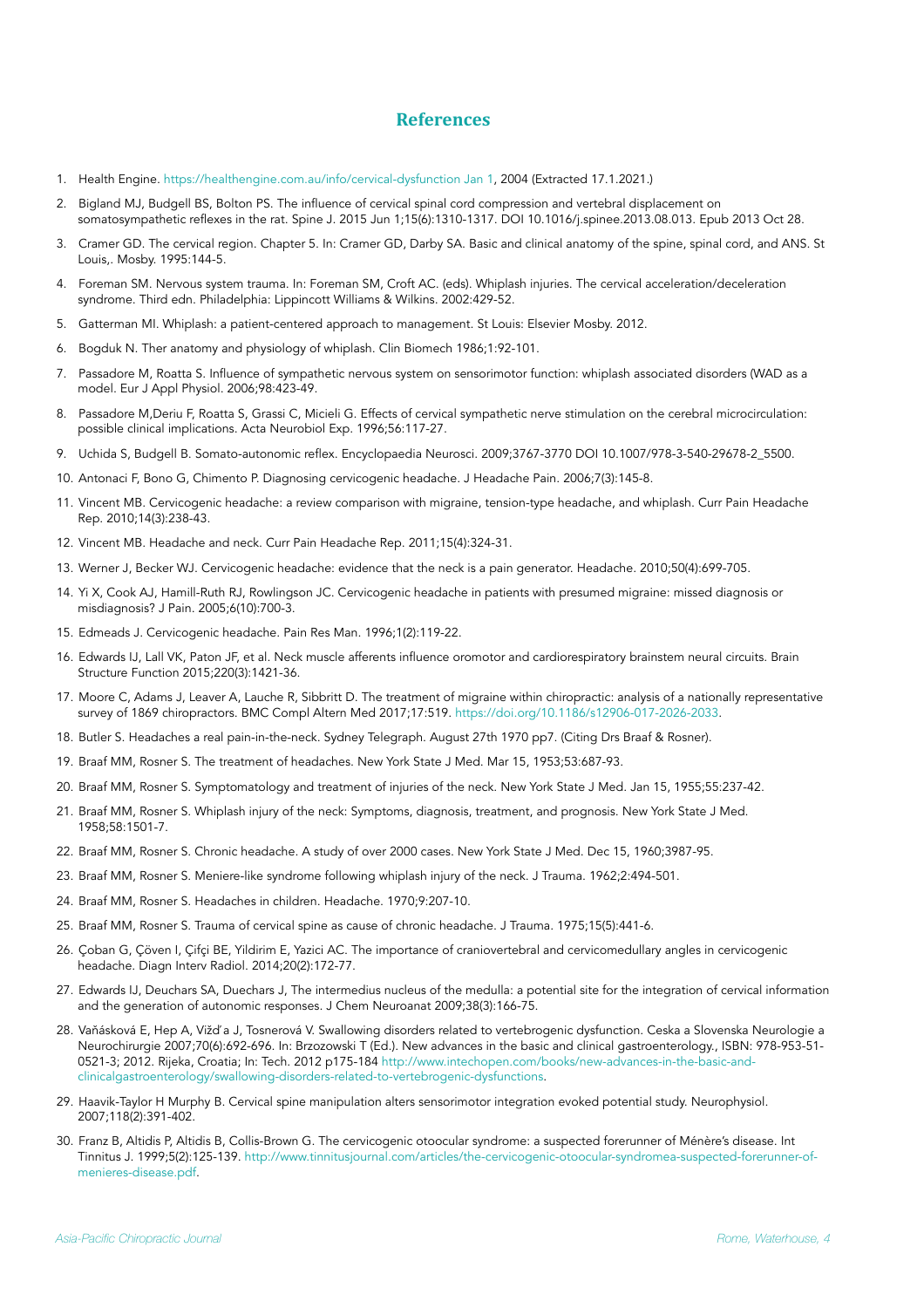# References

1. Health Engine. https://healthengine.com.au/info/cervical-dysfunction Jan 1, 2004 (Extracted 17.1.2021.)
2. Bigland MJ, Budgell BS, Bolton PS. The influence of cervical spinal cord compression and vertebral displacement on somatosympathetic reflexes in the rat. Spine J. 2015 Jun 1;15(6):1310-1317. DOI 10.1016/j.spinee.2013.08.013. Epub 2013 Oct 28.
3. Cramer GD. The cervical region. Chapter 5. In: Cramer GD, Darby SA. Basic and clinical anatomy of the spine, spinal cord, and ANS. St Louis,. Mosby. 1995:144-5.
4. Foreman SM. Nervous system trauma. In: Foreman SM, Croft AC. (eds). Whiplash injuries. The cervical acceleration/deceleration syndrome. Third edn. Philadelphia: Lippincott Williams & Wilkins. 2002:429-52.
5. Gatterman MI. Whiplash: a patient-centered approach to management. St Louis: Elsevier Mosby. 2012.
6. Bogduk N. Ther anatomy and physiology of whiplash. Clin Biomech 1986;1:92-101.
7. Passadore M, Roatta S. Influence of sympathetic nervous system on sensorimotor function: whiplash associated disorders (WAD as a model. Eur J Appl Physiol. 2006;98:423-49.
8. Passadore M,Deriu F, Roatta S, Grassi C, Micieli G. Effects of cervical sympathetic nerve stimulation on the cerebral microcirculation: possible clinical implications. Acta Neurobiol Exp. 1996;56:117-27.
9. Uchida S, Budgell B. Somato-autonomic reflex. Encyclopaedia Neurosci. 2009;3767-3770 DOI 10.1007/978-3-540-29678-2_5500.
10. Antonaci F, Bono G, Chimento P. Diagnosing cervicogenic headache. J Headache Pain. 2006;7(3):145-8.
11. Vincent MB. Cervicogenic headache: a review comparison with migraine, tension-type headache, and whiplash. Curr Pain Headache Rep. 2010;14(3):238-43.
12. Vincent MB. Headache and neck. Curr Pain Headache Rep. 2011;15(4):324-31.
13. Werner J, Becker WJ. Cervicogenic headache: evidence that the neck is a pain generator. Headache. 2010;50(4):699-705.
14. Yi X, Cook AJ, Hamill-Ruth RJ, Rowlingson JC. Cervicogenic headache in patients with presumed migraine: missed diagnosis or misdiagnosis? J Pain. 2005;6(10):700-3.
15. Edmeads J. Cervicogenic headache. Pain Res Man. 1996;1(2):119-22.
16. Edwards IJ, Lall VK, Paton JF, et al. Neck muscle afferents influence oromotor and cardiorespiratory brainstem neural circuits. Brain Structure Function 2015;220(3):1421-36.
17. Moore C, Adams J, Leaver A, Lauche R, Sibbritt D. The treatment of migraine within chiropractic: analysis of a nationally representative survey of 1869 chiropractors. BMC Compl Altern Med 2017;17:519. https://doi.org/10.1186/s12906-017-2026-2033.
18. Butler S. Headaches a real pain-in-the-neck. Sydney Telegraph. August 27th 1970 pp7. (Citing Drs Braaf & Rosner).
19. Braaf MM, Rosner S. The treatment of headaches. New York State J Med. Mar 15, 1953;53:687-93.
20. Braaf MM, Rosner S. Symptomatology and treatment of injuries of the neck. New York State J Med. Jan 15, 1955;55:237-42.
21. Braaf MM, Rosner S. Whiplash injury of the neck: Symptoms, diagnosis, treatment, and prognosis. New York State J Med. 1958;58:1501-7.
22. Braaf MM, Rosner S. Chronic headache. A study of over 2000 cases. New York State J Med. Dec 15, 1960;3987-95.
23. Braaf MM, Rosner S. Meniere-like syndrome following whiplash injury of the neck. J Trauma. 1962;2:494-501.
24. Braaf MM, Rosner S. Headaches in children. Headache. 1970;9:207-10.
25. Braaf MM, Rosner S. Trauma of cervical spine as cause of chronic headache. J Trauma. 1975;15(5):441-6.
26. Çoban G, Çöven I, Çifçi BE, Yildirim E, Yazici AC. The importance of craniovertebral and cervicomedullary angles in cervicogenic headache. Diagn Interv Radiol. 2014;20(2):172-77.
27. Edwards IJ, Deuchars SA, Duechars J, The intermedius nucleus of the medulla: a potential site for the integration of cervical information and the generation of autonomic responses. J Chem Neuroanat 2009;38(3):166-75.
28. Vaňásková E, Hep A, Vižd'a J, Tosnerová V. Swallowing disorders related to vertebrogenic dysfunction. Ceska a Slovenska Neurologie a Neurochirurgie 2007;70(6):692-696. In: Brzozowski T (Ed.). New advances in the basic and clinical gastroenterology., ISBN: 978-953-51-0521-3; 2012. Rijeka, Croatia; In: Tech. 2012 p175-184 http://www.intechopen.com/books/new-advances-in-the-basic-and-clinicalgastroenterology/swallowing-disorders-related-to-vertebrogenic-dysfunctions.
29. Haavik-Taylor H Murphy B. Cervical spine manipulation alters sensorimotor integration evoked potential study. Neurophysiol. 2007;118(2):391-402.
30. Franz B, Altidis P, Altidis B, Collis-Brown G. The cervicogenic otoocular syndrome: a suspected forerunner of Ménère's disease. Int Tinnitus J. 1999;5(2):125-139. http://www.tinnitusjournal.com/articles/the-cervicogenic-otoocular-syndromea-suspected-forerunner-of-menieres-disease.pdf.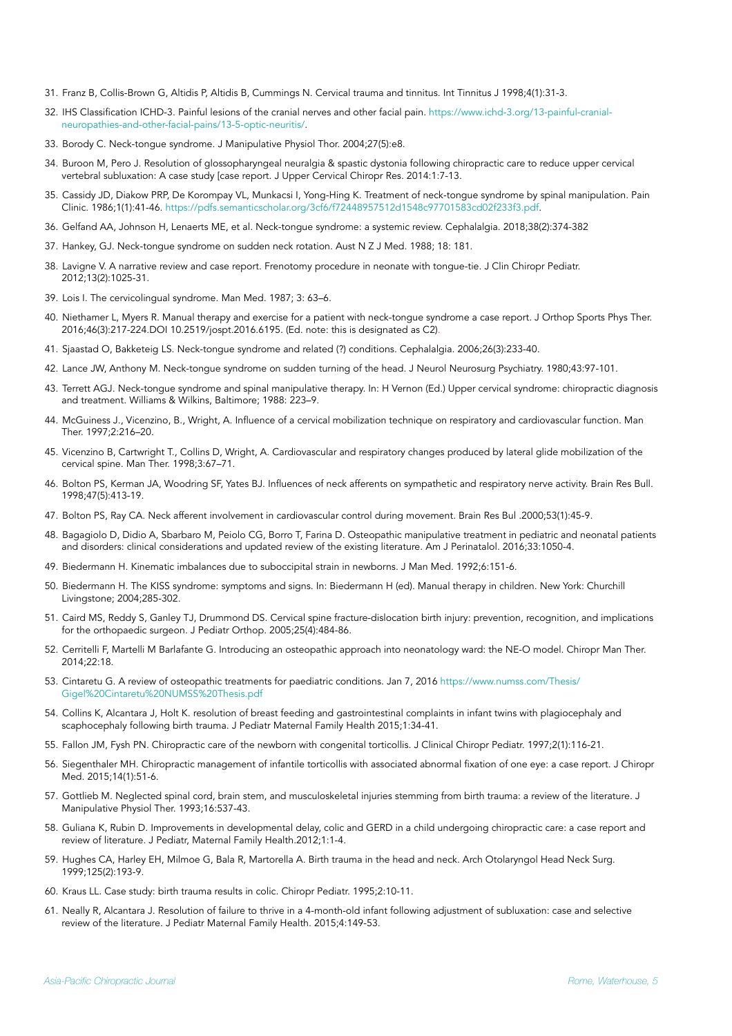31. Franz B, Collis-Brown G, Altidis P, Altidis B, Cummings N. Cervical trauma and tinnitus. Int Tinnitus J 1998;4(1):31-3.
32. IHS Classification ICHD-3. Painful lesions of the cranial nerves and other facial pain. https://www.ichd-3.org/13-painful-cranial-neuropathies-and-other-facial-pains/13-5-optic-neuritis/.
33. Borody C. Neck-tongue syndrome. J Manipulative Physiol Thor. 2004;27(5):e8.
34. Buroon M, Pero J. Resolution of glossopharyngeal neuralgia & spastic dystonia following chiropractic care to reduce upper cervical vertebral subluxation: A case study [case report. J Upper Cervical Chiropr Res. 2014:1:7-13.
35. Cassidy JD, Diakow PRP, De Korompay VL, Munkacsi I, Yong-Hing K. Treatment of neck-tongue syndrome by spinal manipulation. Pain Clinic. 1986;1(1):41-46. https://pdfs.semanticscholar.org/3cf6/f72448957512d1548c97701583cd02f233f3.pdf.
36. Gelfand AA, Johnson H, Lenaerts ME, et al. Neck-tongue syndrome: a systemic review. Cephalalgia. 2018;38(2):374-382
37. Hankey, GJ. Neck-tongue syndrome on sudden neck rotation. Aust N Z J Med. 1988; 18: 181.
38. Lavigne V. A narrative review and case report. Frenotomy procedure in neonate with tongue-tie. J Clin Chiropr Pediatr. 2012;13(2):1025-31.
39. Lois I. The cervicolingual syndrome. Man Med. 1987; 3: 63–6.
40. Niethamer L, Myers R. Manual therapy and exercise for a patient with neck-tongue syndrome a case report. J Orthop Sports Phys Ther. 2016;46(3):217-224.DOI 10.2519/jospt.2016.6195. (Ed. note: this is designated as C2).
41. Sjaastad O, Bakketeig LS. Neck-tongue syndrome and related (?) conditions. Cephalalgia. 2006;26(3):233-40.
42. Lance JW, Anthony M. Neck-tongue syndrome on sudden turning of the head. J Neurol Neurosurg Psychiatry. 1980;43:97-101.
43. Terrett AGJ. Neck-tongue syndrome and spinal manipulative therapy. In: H Vernon (Ed.) Upper cervical syndrome: chiropractic diagnosis and treatment. Williams & Wilkins, Baltimore; 1988: 223–9.
44. McGuiness J., Vicenzino, B., Wright, A. Influence of a cervical mobilization technique on respiratory and cardiovascular function. Man Ther. 1997;2:216–20.
45. Vicenzino B, Cartwright T., Collins D, Wright, A. Cardiovascular and respiratory changes produced by lateral glide mobilization of the cervical spine. Man Ther. 1998;3:67–71.
46. Bolton PS, Kerman JA, Woodring SF, Yates BJ. Influences of neck afferents on sympathetic and respiratory nerve activity. Brain Res Bull. 1998;47(5):413-19.
47. Bolton PS, Ray CA. Neck afferent involvement in cardiovascular control during movement. Brain Res Bul .2000;53(1):45-9.
48. Bagagiolo D, Didio A, Sbarbaro M, Peiolo CG, Borro T, Farina D. Osteopathic manipulative treatment in pediatric and neonatal patients and disorders: clinical considerations and updated review of the existing literature. Am J Perinatalol. 2016;33:1050-4.
49. Biedermann H. Kinematic imbalances due to suboccipital strain in newborns. J Man Med. 1992;6:151-6.
50. Biedermann H. The KISS syndrome: symptoms and signs. In: Biedermann H (ed). Manual therapy in children. New York: Churchill Livingstone; 2004;285-302.
51. Caird MS, Reddy S, Ganley TJ, Drummond DS. Cervical spine fracture-dislocation birth injury: prevention, recognition, and implications for the orthopaedic surgeon. J Pediatr Orthop. 2005;25(4):484-86.
52. Cerritelli F, Martelli M Barlafante G. Introducing an osteopathic approach into neonatology ward: the NE-O model. Chiropr Man Ther. 2014;22:18.
53. Cintaretu G. A review of osteopathic treatments for paediatric conditions. Jan 7, 2016 https://www.numss.com/Thesis/Gigel%20Cintaretu%20NUMSS%20Thesis.pdf
54. Collins K, Alcantara J, Holt K. resolution of breast feeding and gastrointestinal complaints in infant twins with plagiocephaly and scaphocephaly following birth trauma. J Pediatr Maternal Family Health 2015;1:34-41.
55. Fallon JM, Fysh PN. Chiropractic care of the newborn with congenital torticollis. J Clinical Chiropr Pediatr. 1997;2(1):116-21.
56. Siegenthaler MH. Chiropractic management of infantile torticollis with associated abnormal fixation of one eye: a case report. J Chiropr Med. 2015;14(1):51-6.
57. Gottlieb M. Neglected spinal cord, brain stem, and musculoskeletal injuries stemming from birth trauma: a review of the literature. J Manipulative Physiol Ther. 1993;16:537-43.
58. Guliana K, Rubin D. Improvements in developmental delay, colic and GERD in a child undergoing chiropractic care: a case report and review of literature. J Pediatr, Maternal Family Health.2012;1:1-4.
59. Hughes CA, Harley EH, Milmoe G, Bala R, Martorella A. Birth trauma in the head and neck. Arch Otolaryngol Head Neck Surg. 1999;125(2):193-9.
60. Kraus LL. Case study: birth trauma results in colic. Chiropr Pediatr. 1995;2:10-11.
61. Neally R, Alcantara J. Resolution of failure to thrive in a 4-month-old infant following adjustment of subluxation: case and selective review of the literature. J Pediatr Maternal Family Health. 2015;4:149-53.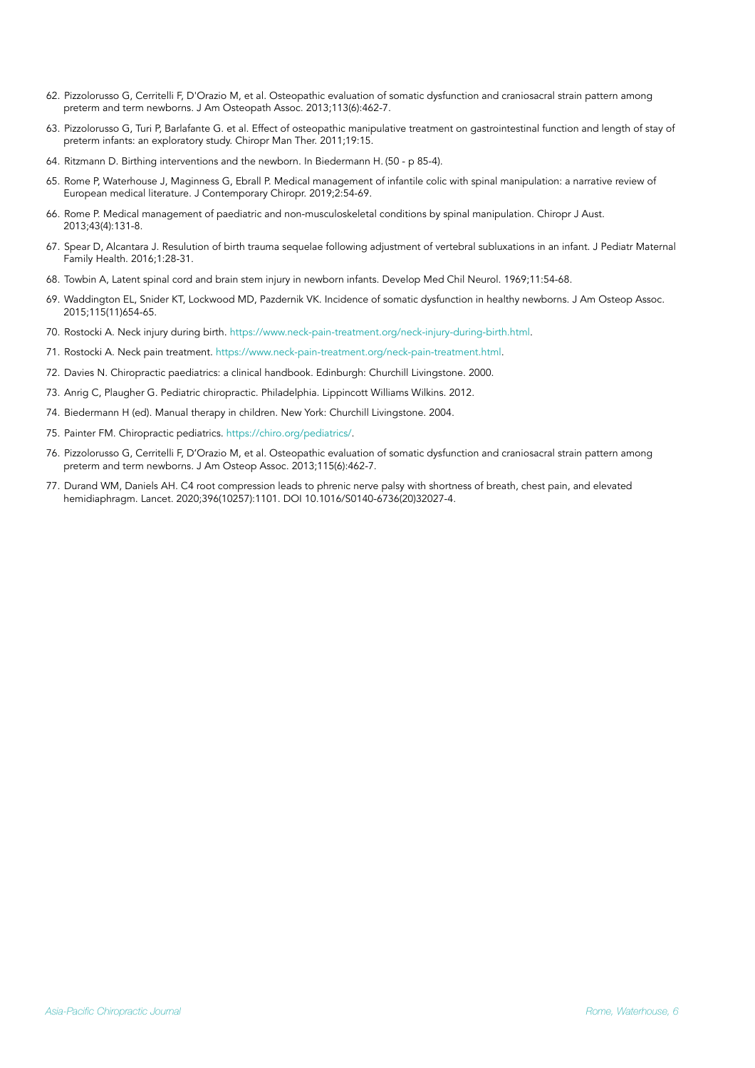62. Pizzolorusso G, Cerritelli F, D'Orazio M, et al. Osteopathic evaluation of somatic dysfunction and craniosacral strain pattern among preterm and term newborns. J Am Osteopath Assoc. 2013;113(6):462-7.

63. Pizzolorusso G, Turi P, Barlafante G. et al. Effect of osteopathic manipulative treatment on gastrointestinal function and length of stay of preterm infants: an exploratory study. Chiropr Man Ther. 2011;19:15.

64. Ritzmann D. Birthing interventions and the newborn. In Biedermann H. (50 - p 85-4).

65. Rome P, Waterhouse J, Maginness G, Ebrall P. Medical management of infantile colic with spinal manipulation: a narrative review of European medical literature. J Contemporary Chiropr. 2019;2:54-69.

66. Rome P. Medical management of paediatric and non-musculoskeletal conditions by spinal manipulation. Chiropr J Aust. 2013;43(4):131-8.

67. Spear D, Alcantara J. Resulution of birth trauma sequelae following adjustment of vertebral subluxations in an infant. J Pediatr Maternal Family Health. 2016;1:28-31.

68. Towbin A, Latent spinal cord and brain stem injury in newborn infants. Develop Med Chil Neurol. 1969;11:54-68.

69. Waddington EL, Snider KT, Lockwood MD, Pazdernik VK. Incidence of somatic dysfunction in healthy newborns. J Am Osteop Assoc. 2015;115(11)654-65.

70. Rostocki A. Neck injury during birth. https://www.neck-pain-treatment.org/neck-injury-during-birth.html.

71. Rostocki A. Neck pain treatment. https://www.neck-pain-treatment.org/neck-pain-treatment.html.

72. Davies N. Chiropractic paediatrics: a clinical handbook. Edinburgh: Churchill Livingstone. 2000.

73. Anrig C, Plaugher G. Pediatric chiropractic. Philadelphia. Lippincott Williams Wilkins. 2012.

74. Biedermann H (ed). Manual therapy in children. New York: Churchill Livingstone. 2004.

75. Painter FM. Chiropractic pediatrics. https://chiro.org/pediatrics/.

76. Pizzolorusso G, Cerritelli F, D'Orazio M, et al. Osteopathic evaluation of somatic dysfunction and craniosacral strain pattern among preterm and term newborns. J Am Osteop Assoc. 2013;115(6):462-7.

77. Durand WM, Daniels AH. C4 root compression leads to phrenic nerve palsy with shortness of breath, chest pain, and elevated hemidiaphragm. Lancet. 2020;396(10257):1101. DOI 10.1016/S0140-6736(20)32027-4.